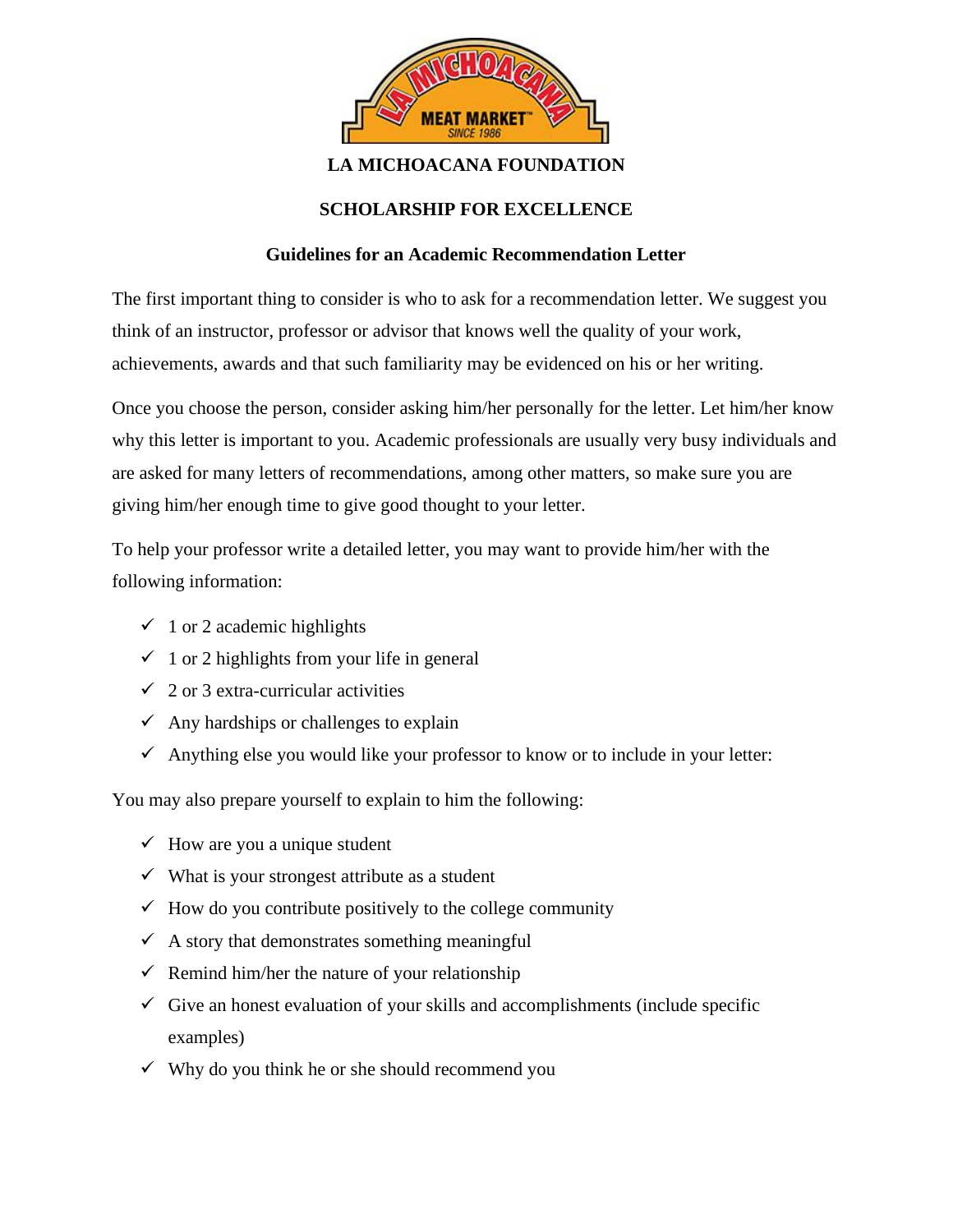# LA MICHOACANA FOUNDATION

## SCHOLARSHIP FOR EXCELLENCE

### Guidelines for an Academic Recommendation Letter

The first important thing to consider is who to ask for a recommendation letter. We suggest you think of an instructor, professor or advisor that knows well the quality of your work, achievements, awards and that such familiarity may be evidenced on his or her writing.

Once you choose the person, consider asking him/her personally for the letter. Let him/her know why this letter is important to you. Academic professionals are usually very busy individuals and are asked for many letters of recommendations, among other matters, so make sure you are giving him/her enough time to give good thought to your letter.

To help your professor write a detailed letter, you may want to provide him/her with the following information:

- ✓ 1 or 2 academic highlights
- ✓ 1 or 2 highlights from your life in general
- ✓ 2 or 3 extra-curricular activities
- ✓ Any hardships or challenges to explain
- ✓ Anything else you would like your professor to know or to include in your letter:

You may also prepare yourself to explain to him the following:

- ✓ How are you a unique student
- ✓ What is your strongest attribute as a student
- ✓ How do you contribute positively to the college community
- ✓ A story that demonstrates something meaningful
- ✓ Remind him/her the nature of your relationship
- ✓ Give an honest evaluation of your skills and accomplishments (include specific examples)
- ✓ Why do you think he or she should recommend you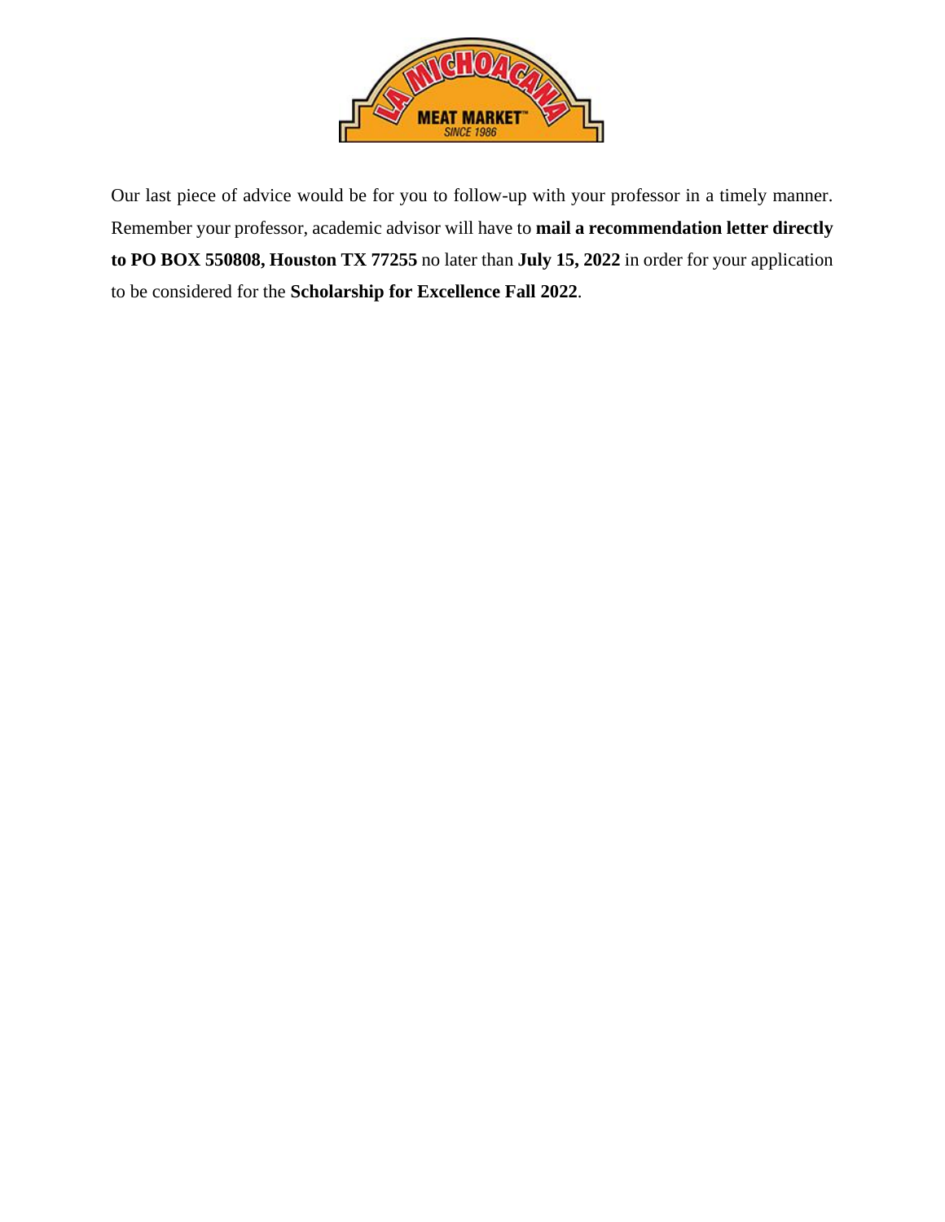Our last piece of advice would be for you to follow-up with your professor in a timely manner. Remember your professor, academic advisor will have to **mail a recommendation letter directly to PO BOX 550808, Houston TX 77255** no later than **July 15, 2022** in order for your application to be considered for the **Scholarship for Excellence Fall 2022**.